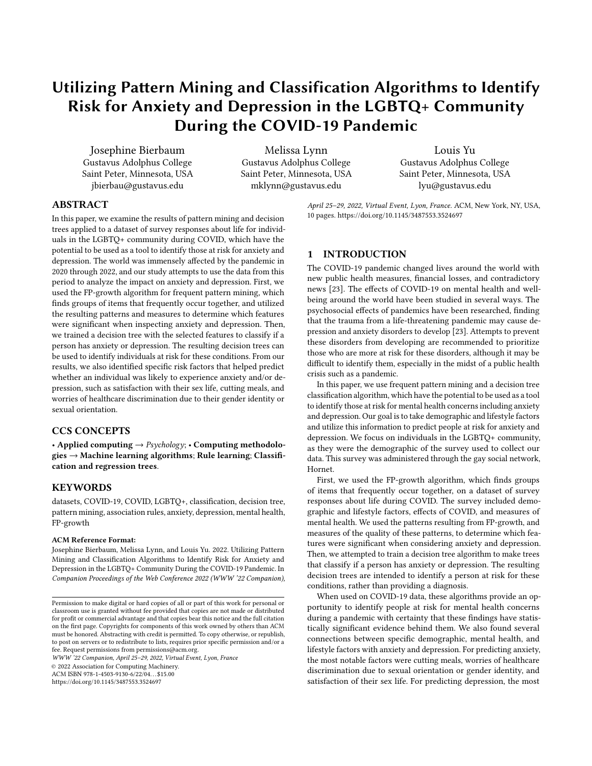# Utilizing Pattern Mining and Classification Algorithms to Identify Risk for Anxiety and Depression in the LGBTQ+ Community During the COVID-19 Pandemic

Josephine Bierbaum
Gustavus Adolphus College
Saint Peter, Minnesota, USA
jbierbau@gustavus.edu

Melissa Lynn
Gustavus Adolphus College
Saint Peter, Minnesota, USA
mklynn@gustavus.edu

Louis Yu
Gustavus Adolphus College
Saint Peter, Minnesota, USA
lyu@gustavus.edu

## ABSTRACT

In this paper, we examine the results of pattern mining and decision trees applied to a dataset of survey responses about life for individuals in the LGBTQ+ community during COVID, which have the potential to be used as a tool to identify those at risk for anxiety and depression. The world was immensely affected by the pandemic in 2020 through 2022, and our study attempts to use the data from this period to analyze the impact on anxiety and depression. First, we used the FP-growth algorithm for frequent pattern mining, which finds groups of items that frequently occur together, and utilized the resulting patterns and measures to determine which features were significant when inspecting anxiety and depression. Then, we trained a decision tree with the selected features to classify if a person has anxiety or depression. The resulting decision trees can be used to identify individuals at risk for these conditions. From our results, we also identified specific risk factors that helped predict whether an individual was likely to experience anxiety and/or depression, such as satisfaction with their sex life, cutting meals, and worries of healthcare discrimination due to their gender identity or sexual orientation.

## CCS CONCEPTS

• **Applied computing** → *Psychology*; • **Computing methodologies** → **Machine learning algorithms**; **Rule learning**; **Classification and regression trees**.

## KEYWORDS

datasets, COVID-19, COVID, LGBTQ+, classification, decision tree, pattern mining, association rules, anxiety, depression, mental health, FP-growth

**ACM Reference Format:**
Josephine Bierbaum, Melissa Lynn, and Louis Yu. 2022. Utilizing Pattern Mining and Classification Algorithms to Identify Risk for Anxiety and Depression in the LGBTQ+ Community During the COVID-19 Pandemic. In *Companion Proceedings of the Web Conference 2022 (WWW '22 Companion), April 25–29, 2022, Virtual Event, Lyon, France.* ACM, New York, NY, USA, 10 pages. https://doi.org/10.1145/3487553.3524697

Permission to make digital or hard copies of all or part of this work for personal or classroom use is granted without fee provided that copies are not made or distributed for profit or commercial advantage and that copies bear this notice and the full citation on the first page. Copyrights for components of this work owned by others than ACM must be honored. Abstracting with credit is permitted. To copy otherwise, or republish, to post on servers or to redistribute to lists, requires prior specific permission and/or a fee. Request permissions from permissions@acm.org.
*WWW '22 Companion, April 25–29, 2022, Virtual Event, Lyon, France*
© 2022 Association for Computing Machinery.
ACM ISBN 978-1-4503-9130-6/22/04…$15.00
https://doi.org/10.1145/3487553.3524697

## 1 INTRODUCTION

The COVID-19 pandemic changed lives around the world with new public health measures, financial losses, and contradictory news [23]. The effects of COVID-19 on mental health and well-being around the world have been studied in several ways. The psychosocial effects of pandemics have been researched, finding that the trauma from a life-threatening pandemic may cause depression and anxiety disorders to develop [23]. Attempts to prevent these disorders from developing are recommended to prioritize those who are more at risk for these disorders, although it may be difficult to identify them, especially in the midst of a public health crisis such as a pandemic.

In this paper, we use frequent pattern mining and a decision tree classification algorithm, which have the potential to be used as a tool to identify those at risk for mental health concerns including anxiety and depression. Our goal is to take demographic and lifestyle factors and utilize this information to predict people at risk for anxiety and depression. We focus on individuals in the LGBTQ+ community, as they were the demographic of the survey used to collect our data. This survey was administered through the gay social network, Hornet.

First, we used the FP-growth algorithm, which finds groups of items that frequently occur together, on a dataset of survey responses about life during COVID. The survey included demographic and lifestyle factors, effects of COVID, and measures of mental health. We used the patterns resulting from FP-growth, and measures of the quality of these patterns, to determine which features were significant when considering anxiety and depression. Then, we attempted to train a decision tree algorithm to make trees that classify if a person has anxiety or depression. The resulting decision trees are intended to identify a person at risk for these conditions, rather than providing a diagnosis.

When used on COVID-19 data, these algorithms provide an opportunity to identify people at risk for mental health concerns during a pandemic with certainty that these findings have statistically significant evidence behind them. We also found several connections between specific demographic, mental health, and lifestyle factors with anxiety and depression. For predicting anxiety, the most notable factors were cutting meals, worries of healthcare discrimination due to sexual orientation or gender identity, and satisfaction of their sex life. For predicting depression, the most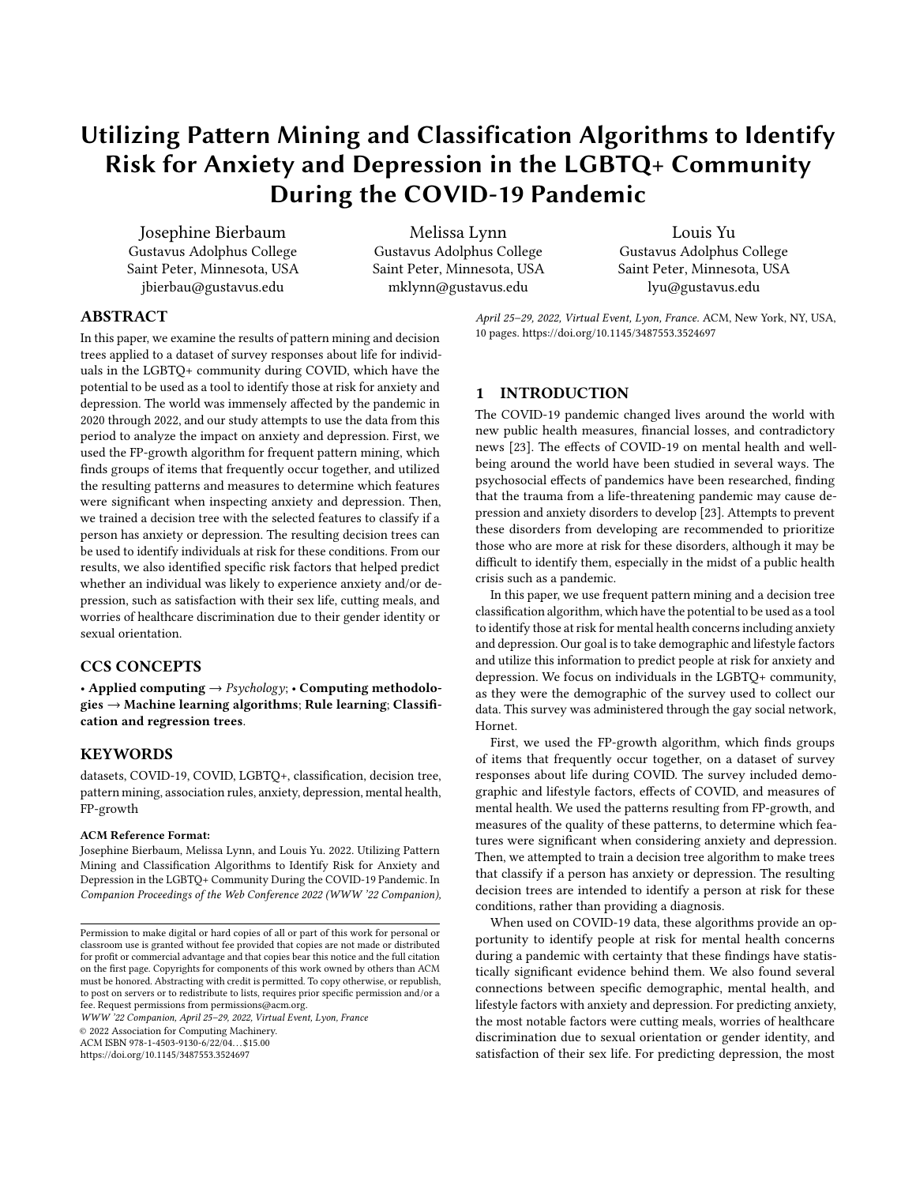# Utilizing Pattern Mining and Classification Algorithms to Identify Risk for Anxiety and Depression in the LGBTQ+ Community During the COVID-19 Pandemic

Josephine Bierbaum
Gustavus Adolphus College
Saint Peter, Minnesota, USA
jbierbau@gustavus.edu

Melissa Lynn
Gustavus Adolphus College
Saint Peter, Minnesota, USA
mklynn@gustavus.edu

Louis Yu
Gustavus Adolphus College
Saint Peter, Minnesota, USA
lyu@gustavus.edu

## ABSTRACT

In this paper, we examine the results of pattern mining and decision trees applied to a dataset of survey responses about life for individuals in the LGBTQ+ community during COVID, which have the potential to be used as a tool to identify those at risk for anxiety and depression. The world was immensely affected by the pandemic in 2020 through 2022, and our study attempts to use the data from this period to analyze the impact on anxiety and depression. First, we used the FP-growth algorithm for frequent pattern mining, which finds groups of items that frequently occur together, and utilized the resulting patterns and measures to determine which features were significant when inspecting anxiety and depression. Then, we trained a decision tree with the selected features to classify if a person has anxiety or depression. The resulting decision trees can be used to identify individuals at risk for these conditions. From our results, we also identified specific risk factors that helped predict whether an individual was likely to experience anxiety and/or depression, such as satisfaction with their sex life, cutting meals, and worries of healthcare discrimination due to their gender identity or sexual orientation.

## CCS CONCEPTS

• **Applied computing** → *Psychology*; • **Computing methodologies** → **Machine learning algorithms**; **Rule learning**; **Classification and regression trees**.

## KEYWORDS

datasets, COVID-19, COVID, LGBTQ+, classification, decision tree, pattern mining, association rules, anxiety, depression, mental health, FP-growth

**ACM Reference Format:**
Josephine Bierbaum, Melissa Lynn, and Louis Yu. 2022. Utilizing Pattern Mining and Classification Algorithms to Identify Risk for Anxiety and Depression in the LGBTQ+ Community During the COVID-19 Pandemic. In *Companion Proceedings of the Web Conference 2022 (WWW '22 Companion), April 25–29, 2022, Virtual Event, Lyon, France.* ACM, New York, NY, USA, 10 pages. https://doi.org/10.1145/3487553.3524697

Permission to make digital or hard copies of all or part of this work for personal or classroom use is granted without fee provided that copies are not made or distributed for profit or commercial advantage and that copies bear this notice and the full citation on the first page. Copyrights for components of this work owned by others than ACM must be honored. Abstracting with credit is permitted. To copy otherwise, or republish, to post on servers or to redistribute to lists, requires prior specific permission and/or a fee. Request permissions from permissions@acm.org.
*WWW '22 Companion, April 25–29, 2022, Virtual Event, Lyon, France*
© 2022 Association for Computing Machinery.
ACM ISBN 978-1-4503-9130-6/22/04…$15.00
https://doi.org/10.1145/3487553.3524697

## 1 INTRODUCTION

The COVID-19 pandemic changed lives around the world with new public health measures, financial losses, and contradictory news [23]. The effects of COVID-19 on mental health and well-being around the world have been studied in several ways. The psychosocial effects of pandemics have been researched, finding that the trauma from a life-threatening pandemic may cause depression and anxiety disorders to develop [23]. Attempts to prevent these disorders from developing are recommended to prioritize those who are more at risk for these disorders, although it may be difficult to identify them, especially in the midst of a public health crisis such as a pandemic.

In this paper, we use frequent pattern mining and a decision tree classification algorithm, which have the potential to be used as a tool to identify those at risk for mental health concerns including anxiety and depression. Our goal is to take demographic and lifestyle factors and utilize this information to predict people at risk for anxiety and depression. We focus on individuals in the LGBTQ+ community, as they were the demographic of the survey used to collect our data. This survey was administered through the gay social network, Hornet.

First, we used the FP-growth algorithm, which finds groups of items that frequently occur together, on a dataset of survey responses about life during COVID. The survey included demographic and lifestyle factors, effects of COVID, and measures of mental health. We used the patterns resulting from FP-growth, and measures of the quality of these patterns, to determine which features were significant when considering anxiety and depression. Then, we attempted to train a decision tree algorithm to make trees that classify if a person has anxiety or depression. The resulting decision trees are intended to identify a person at risk for these conditions, rather than providing a diagnosis.

When used on COVID-19 data, these algorithms provide an opportunity to identify people at risk for mental health concerns during a pandemic with certainty that these findings have statistically significant evidence behind them. We also found several connections between specific demographic, mental health, and lifestyle factors with anxiety and depression. For predicting anxiety, the most notable factors were cutting meals, worries of healthcare discrimination due to sexual orientation or gender identity, and satisfaction of their sex life. For predicting depression, the most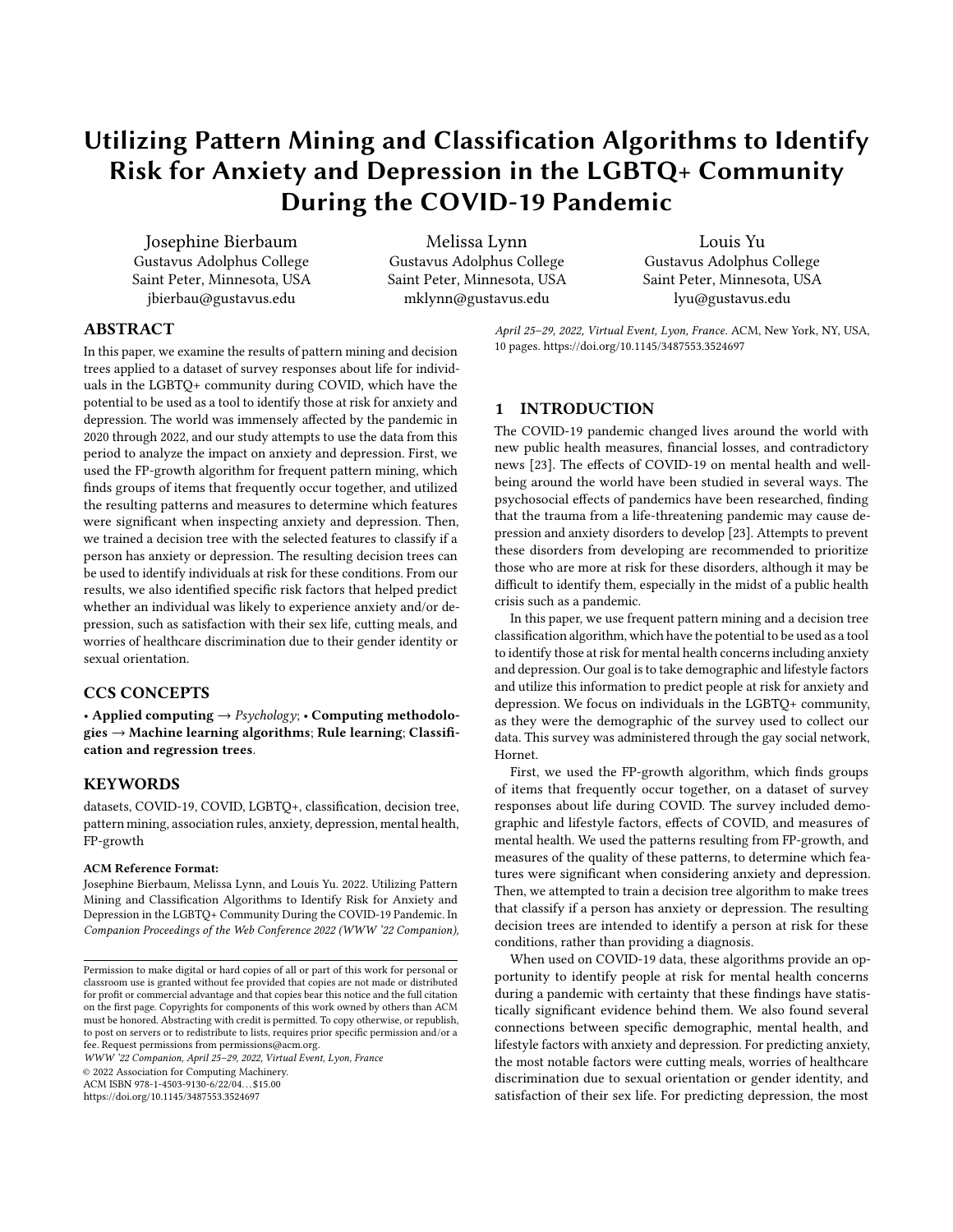# Utilizing Pattern Mining and Classification Algorithms to Identify Risk for Anxiety and Depression in the LGBTQ+ Community During the COVID-19 Pandemic

Josephine Bierbaum
Gustavus Adolphus College
Saint Peter, Minnesota, USA
jbierbau@gustavus.edu

Melissa Lynn
Gustavus Adolphus College
Saint Peter, Minnesota, USA
mklynn@gustavus.edu

Louis Yu
Gustavus Adolphus College
Saint Peter, Minnesota, USA
lyu@gustavus.edu

## ABSTRACT

In this paper, we examine the results of pattern mining and decision trees applied to a dataset of survey responses about life for individuals in the LGBTQ+ community during COVID, which have the potential to be used as a tool to identify those at risk for anxiety and depression. The world was immensely affected by the pandemic in 2020 through 2022, and our study attempts to use the data from this period to analyze the impact on anxiety and depression. First, we used the FP-growth algorithm for frequent pattern mining, which finds groups of items that frequently occur together, and utilized the resulting patterns and measures to determine which features were significant when inspecting anxiety and depression. Then, we trained a decision tree with the selected features to classify if a person has anxiety or depression. The resulting decision trees can be used to identify individuals at risk for these conditions. From our results, we also identified specific risk factors that helped predict whether an individual was likely to experience anxiety and/or depression, such as satisfaction with their sex life, cutting meals, and worries of healthcare discrimination due to their gender identity or sexual orientation.

## CCS CONCEPTS

• **Applied computing** → *Psychology*; • **Computing methodologies** → **Machine learning algorithms**; **Rule learning**; **Classification and regression trees**.

## KEYWORDS

datasets, COVID-19, COVID, LGBTQ+, classification, decision tree, pattern mining, association rules, anxiety, depression, mental health, FP-growth

**ACM Reference Format:**
Josephine Bierbaum, Melissa Lynn, and Louis Yu. 2022. Utilizing Pattern Mining and Classification Algorithms to Identify Risk for Anxiety and Depression in the LGBTQ+ Community During the COVID-19 Pandemic. In *Companion Proceedings of the Web Conference 2022 (WWW '22 Companion), April 25–29, 2022, Virtual Event, Lyon, France.* ACM, New York, NY, USA, 10 pages. https://doi.org/10.1145/3487553.3524697

Permission to make digital or hard copies of all or part of this work for personal or classroom use is granted without fee provided that copies are not made or distributed for profit or commercial advantage and that copies bear this notice and the full citation on the first page. Copyrights for components of this work owned by others than ACM must be honored. Abstracting with credit is permitted. To copy otherwise, or republish, to post on servers or to redistribute to lists, requires prior specific permission and/or a fee. Request permissions from permissions@acm.org.
*WWW '22 Companion, April 25–29, 2022, Virtual Event, Lyon, France*
© 2022 Association for Computing Machinery.
ACM ISBN 978-1-4503-9130-6/22/04…$15.00
https://doi.org/10.1145/3487553.3524697

## 1 INTRODUCTION

The COVID-19 pandemic changed lives around the world with new public health measures, financial losses, and contradictory news [23]. The effects of COVID-19 on mental health and well-being around the world have been studied in several ways. The psychosocial effects of pandemics have been researched, finding that the trauma from a life-threatening pandemic may cause depression and anxiety disorders to develop [23]. Attempts to prevent these disorders from developing are recommended to prioritize those who are more at risk for these disorders, although it may be difficult to identify them, especially in the midst of a public health crisis such as a pandemic.

In this paper, we use frequent pattern mining and a decision tree classification algorithm, which have the potential to be used as a tool to identify those at risk for mental health concerns including anxiety and depression. Our goal is to take demographic and lifestyle factors and utilize this information to predict people at risk for anxiety and depression. We focus on individuals in the LGBTQ+ community, as they were the demographic of the survey used to collect our data. This survey was administered through the gay social network, Hornet.

First, we used the FP-growth algorithm, which finds groups of items that frequently occur together, on a dataset of survey responses about life during COVID. The survey included demographic and lifestyle factors, effects of COVID, and measures of mental health. We used the patterns resulting from FP-growth, and measures of the quality of these patterns, to determine which features were significant when considering anxiety and depression. Then, we attempted to train a decision tree algorithm to make trees that classify if a person has anxiety or depression. The resulting decision trees are intended to identify a person at risk for these conditions, rather than providing a diagnosis.

When used on COVID-19 data, these algorithms provide an opportunity to identify people at risk for mental health concerns during a pandemic with certainty that these findings have statistically significant evidence behind them. We also found several connections between specific demographic, mental health, and lifestyle factors with anxiety and depression. For predicting anxiety, the most notable factors were cutting meals, worries of healthcare discrimination due to sexual orientation or gender identity, and satisfaction of their sex life. For predicting depression, the most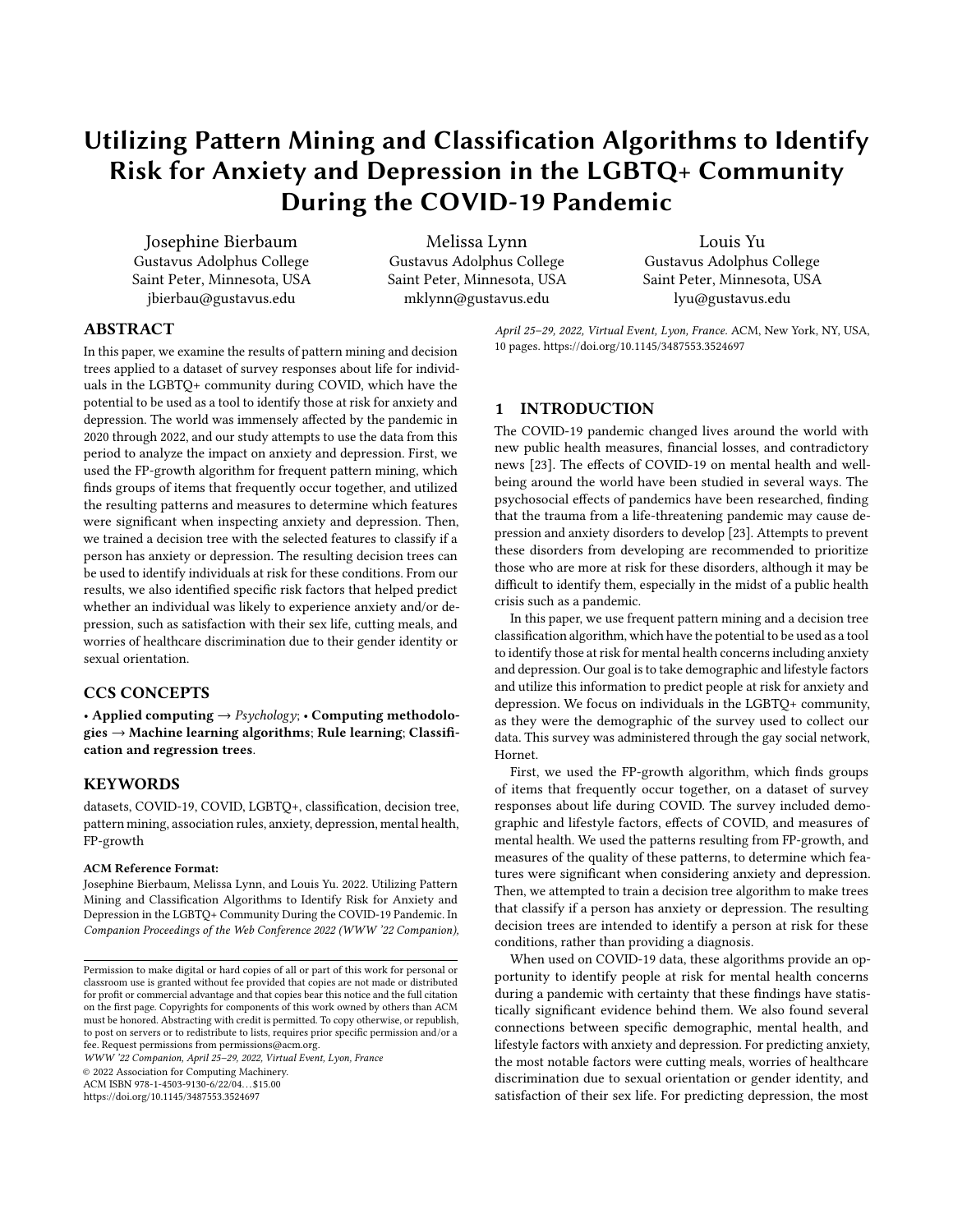# Utilizing Pattern Mining and Classification Algorithms to Identify Risk for Anxiety and Depression in the LGBTQ+ Community During the COVID-19 Pandemic

Josephine Bierbaum
Gustavus Adolphus College
Saint Peter, Minnesota, USA
jbierbau@gustavus.edu

Melissa Lynn
Gustavus Adolphus College
Saint Peter, Minnesota, USA
mklynn@gustavus.edu

Louis Yu
Gustavus Adolphus College
Saint Peter, Minnesota, USA
lyu@gustavus.edu

## ABSTRACT

In this paper, we examine the results of pattern mining and decision trees applied to a dataset of survey responses about life for individuals in the LGBTQ+ community during COVID, which have the potential to be used as a tool to identify those at risk for anxiety and depression. The world was immensely affected by the pandemic in 2020 through 2022, and our study attempts to use the data from this period to analyze the impact on anxiety and depression. First, we used the FP-growth algorithm for frequent pattern mining, which finds groups of items that frequently occur together, and utilized the resulting patterns and measures to determine which features were significant when inspecting anxiety and depression. Then, we trained a decision tree with the selected features to classify if a person has anxiety or depression. The resulting decision trees can be used to identify individuals at risk for these conditions. From our results, we also identified specific risk factors that helped predict whether an individual was likely to experience anxiety and/or depression, such as satisfaction with their sex life, cutting meals, and worries of healthcare discrimination due to their gender identity or sexual orientation.

## CCS CONCEPTS

• **Applied computing** → *Psychology*; • **Computing methodologies** → **Machine learning algorithms**; **Rule learning**; **Classification and regression trees**.

## KEYWORDS

datasets, COVID-19, COVID, LGBTQ+, classification, decision tree, pattern mining, association rules, anxiety, depression, mental health, FP-growth

**ACM Reference Format:**
Josephine Bierbaum, Melissa Lynn, and Louis Yu. 2022. Utilizing Pattern Mining and Classification Algorithms to Identify Risk for Anxiety and Depression in the LGBTQ+ Community During the COVID-19 Pandemic. In *Companion Proceedings of the Web Conference 2022 (WWW '22 Companion), April 25–29, 2022, Virtual Event, Lyon, France.* ACM, New York, NY, USA, 10 pages. https://doi.org/10.1145/3487553.3524697

Permission to make digital or hard copies of all or part of this work for personal or classroom use is granted without fee provided that copies are not made or distributed for profit or commercial advantage and that copies bear this notice and the full citation on the first page. Copyrights for components of this work owned by others than ACM must be honored. Abstracting with credit is permitted. To copy otherwise, or republish, to post on servers or to redistribute to lists, requires prior specific permission and/or a fee. Request permissions from permissions@acm.org.
*WWW '22 Companion, April 25–29, 2022, Virtual Event, Lyon, France*
© 2022 Association for Computing Machinery.
ACM ISBN 978-1-4503-9130-6/22/04…$15.00
https://doi.org/10.1145/3487553.3524697

## 1 INTRODUCTION

The COVID-19 pandemic changed lives around the world with new public health measures, financial losses, and contradictory news [23]. The effects of COVID-19 on mental health and well-being around the world have been studied in several ways. The psychosocial effects of pandemics have been researched, finding that the trauma from a life-threatening pandemic may cause depression and anxiety disorders to develop [23]. Attempts to prevent these disorders from developing are recommended to prioritize those who are more at risk for these disorders, although it may be difficult to identify them, especially in the midst of a public health crisis such as a pandemic.

In this paper, we use frequent pattern mining and a decision tree classification algorithm, which have the potential to be used as a tool to identify those at risk for mental health concerns including anxiety and depression. Our goal is to take demographic and lifestyle factors and utilize this information to predict people at risk for anxiety and depression. We focus on individuals in the LGBTQ+ community, as they were the demographic of the survey used to collect our data. This survey was administered through the gay social network, Hornet.

First, we used the FP-growth algorithm, which finds groups of items that frequently occur together, on a dataset of survey responses about life during COVID. The survey included demographic and lifestyle factors, effects of COVID, and measures of mental health. We used the patterns resulting from FP-growth, and measures of the quality of these patterns, to determine which features were significant when considering anxiety and depression. Then, we attempted to train a decision tree algorithm to make trees that classify if a person has anxiety or depression. The resulting decision trees are intended to identify a person at risk for these conditions, rather than providing a diagnosis.

When used on COVID-19 data, these algorithms provide an opportunity to identify people at risk for mental health concerns during a pandemic with certainty that these findings have statistically significant evidence behind them. We also found several connections between specific demographic, mental health, and lifestyle factors with anxiety and depression. For predicting anxiety, the most notable factors were cutting meals, worries of healthcare discrimination due to sexual orientation or gender identity, and satisfaction of their sex life. For predicting depression, the most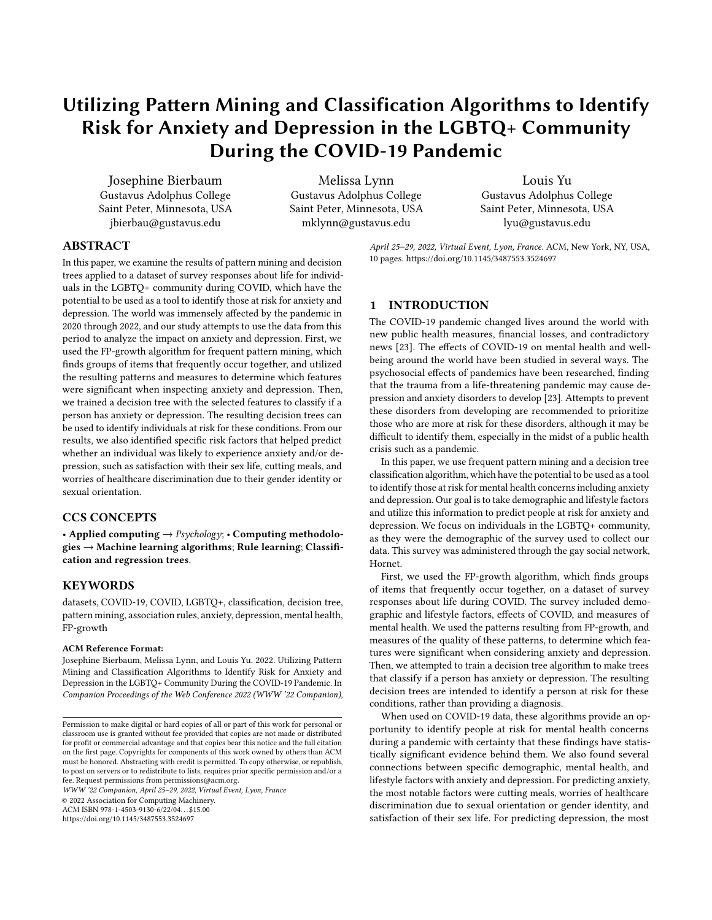# Utilizing Pattern Mining and Classification Algorithms to Identify Risk for Anxiety and Depression in the LGBTQ+ Community During the COVID-19 Pandemic

Josephine Bierbaum
Gustavus Adolphus College
Saint Peter, Minnesota, USA
jbierbau@gustavus.edu

Melissa Lynn
Gustavus Adolphus College
Saint Peter, Minnesota, USA
mklynn@gustavus.edu

Louis Yu
Gustavus Adolphus College
Saint Peter, Minnesota, USA
lyu@gustavus.edu

## ABSTRACT

In this paper, we examine the results of pattern mining and decision trees applied to a dataset of survey responses about life for individuals in the LGBTQ+ community during COVID, which have the potential to be used as a tool to identify those at risk for anxiety and depression. The world was immensely affected by the pandemic in 2020 through 2022, and our study attempts to use the data from this period to analyze the impact on anxiety and depression. First, we used the FP-growth algorithm for frequent pattern mining, which finds groups of items that frequently occur together, and utilized the resulting patterns and measures to determine which features were significant when inspecting anxiety and depression. Then, we trained a decision tree with the selected features to classify if a person has anxiety or depression. The resulting decision trees can be used to identify individuals at risk for these conditions. From our results, we also identified specific risk factors that helped predict whether an individual was likely to experience anxiety and/or depression, such as satisfaction with their sex life, cutting meals, and worries of healthcare discrimination due to their gender identity or sexual orientation.

## CCS CONCEPTS

• **Applied computing** → *Psychology*; • **Computing methodologies** → **Machine learning algorithms**; **Rule learning**; **Classification and regression trees**.

## KEYWORDS

datasets, COVID-19, COVID, LGBTQ+, classification, decision tree, pattern mining, association rules, anxiety, depression, mental health, FP-growth

**ACM Reference Format:**
Josephine Bierbaum, Melissa Lynn, and Louis Yu. 2022. Utilizing Pattern Mining and Classification Algorithms to Identify Risk for Anxiety and Depression in the LGBTQ+ Community During the COVID-19 Pandemic. In *Companion Proceedings of the Web Conference 2022 (WWW '22 Companion), April 25–29, 2022, Virtual Event, Lyon, France.* ACM, New York, NY, USA, 10 pages. https://doi.org/10.1145/3487553.3524697

Permission to make digital or hard copies of all or part of this work for personal or classroom use is granted without fee provided that copies are not made or distributed for profit or commercial advantage and that copies bear this notice and the full citation on the first page. Copyrights for components of this work owned by others than ACM must be honored. Abstracting with credit is permitted. To copy otherwise, or republish, to post on servers or to redistribute to lists, requires prior specific permission and/or a fee. Request permissions from permissions@acm.org.
*WWW '22 Companion, April 25–29, 2022, Virtual Event, Lyon, France*
© 2022 Association for Computing Machinery.
ACM ISBN 978-1-4503-9130-6/22/04…$15.00
https://doi.org/10.1145/3487553.3524697

## 1 INTRODUCTION

The COVID-19 pandemic changed lives around the world with new public health measures, financial losses, and contradictory news [23]. The effects of COVID-19 on mental health and well-being around the world have been studied in several ways. The psychosocial effects of pandemics have been researched, finding that the trauma from a life-threatening pandemic may cause depression and anxiety disorders to develop [23]. Attempts to prevent these disorders from developing are recommended to prioritize those who are more at risk for these disorders, although it may be difficult to identify them, especially in the midst of a public health crisis such as a pandemic.

In this paper, we use frequent pattern mining and a decision tree classification algorithm, which have the potential to be used as a tool to identify those at risk for mental health concerns including anxiety and depression. Our goal is to take demographic and lifestyle factors and utilize this information to predict people at risk for anxiety and depression. We focus on individuals in the LGBTQ+ community, as they were the demographic of the survey used to collect our data. This survey was administered through the gay social network, Hornet.

First, we used the FP-growth algorithm, which finds groups of items that frequently occur together, on a dataset of survey responses about life during COVID. The survey included demographic and lifestyle factors, effects of COVID, and measures of mental health. We used the patterns resulting from FP-growth, and measures of the quality of these patterns, to determine which features were significant when considering anxiety and depression. Then, we attempted to train a decision tree algorithm to make trees that classify if a person has anxiety or depression. The resulting decision trees are intended to identify a person at risk for these conditions, rather than providing a diagnosis.

When used on COVID-19 data, these algorithms provide an opportunity to identify people at risk for mental health concerns during a pandemic with certainty that these findings have statistically significant evidence behind them. We also found several connections between specific demographic, mental health, and lifestyle factors with anxiety and depression. For predicting anxiety, the most notable factors were cutting meals, worries of healthcare discrimination due to sexual orientation or gender identity, and satisfaction of their sex life. For predicting depression, the most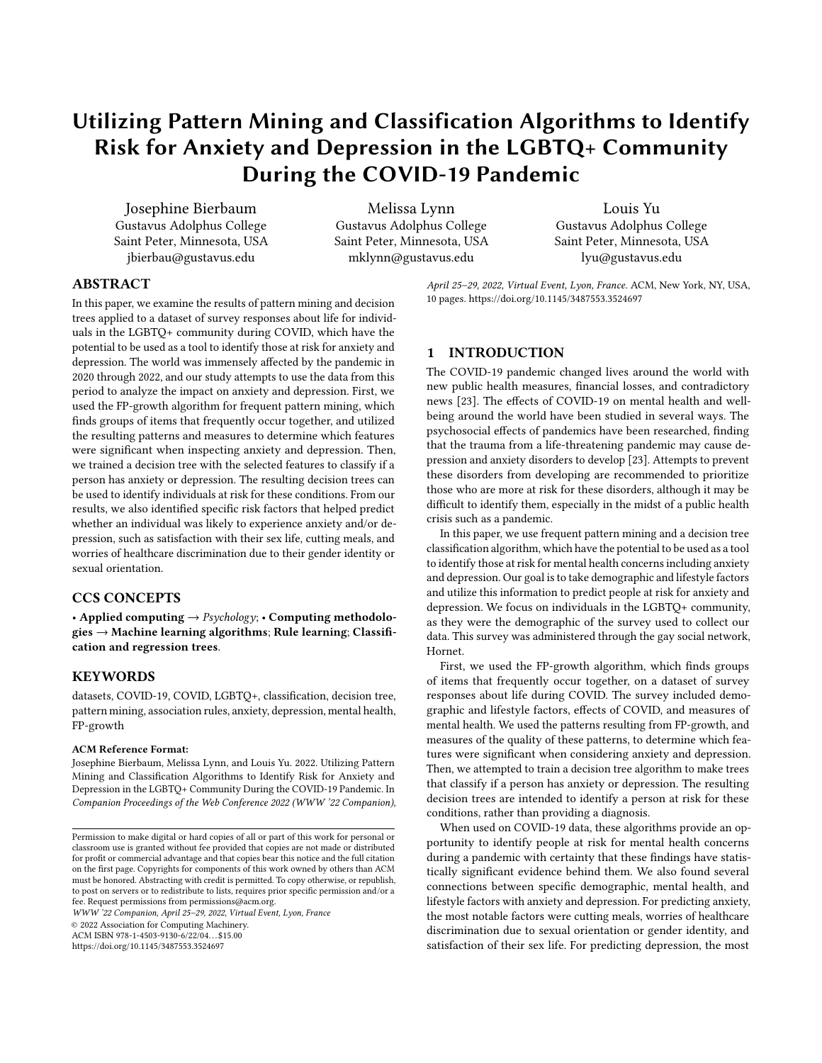# Utilizing Pattern Mining and Classification Algorithms to Identify Risk for Anxiety and Depression in the LGBTQ+ Community During the COVID-19 Pandemic

Josephine Bierbaum
Gustavus Adolphus College
Saint Peter, Minnesota, USA
jbierbau@gustavus.edu

Melissa Lynn
Gustavus Adolphus College
Saint Peter, Minnesota, USA
mklynn@gustavus.edu

Louis Yu
Gustavus Adolphus College
Saint Peter, Minnesota, USA
lyu@gustavus.edu

## ABSTRACT

In this paper, we examine the results of pattern mining and decision trees applied to a dataset of survey responses about life for individuals in the LGBTQ+ community during COVID, which have the potential to be used as a tool to identify those at risk for anxiety and depression. The world was immensely affected by the pandemic in 2020 through 2022, and our study attempts to use the data from this period to analyze the impact on anxiety and depression. First, we used the FP-growth algorithm for frequent pattern mining, which finds groups of items that frequently occur together, and utilized the resulting patterns and measures to determine which features were significant when inspecting anxiety and depression. Then, we trained a decision tree with the selected features to classify if a person has anxiety or depression. The resulting decision trees can be used to identify individuals at risk for these conditions. From our results, we also identified specific risk factors that helped predict whether an individual was likely to experience anxiety and/or depression, such as satisfaction with their sex life, cutting meals, and worries of healthcare discrimination due to their gender identity or sexual orientation.

## CCS CONCEPTS

• **Applied computing** → *Psychology*; • **Computing methodologies** → **Machine learning algorithms**; **Rule learning**; **Classification and regression trees**.

## KEYWORDS

datasets, COVID-19, COVID, LGBTQ+, classification, decision tree, pattern mining, association rules, anxiety, depression, mental health, FP-growth

**ACM Reference Format:**

Josephine Bierbaum, Melissa Lynn, and Louis Yu. 2022. Utilizing Pattern Mining and Classification Algorithms to Identify Risk for Anxiety and Depression in the LGBTQ+ Community During the COVID-19 Pandemic. In *Companion Proceedings of the Web Conference 2022 (WWW '22 Companion), April 25–29, 2022, Virtual Event, Lyon, France.* ACM, New York, NY, USA, 10 pages. https://doi.org/10.1145/3487553.3524697

Permission to make digital or hard copies of all or part of this work for personal or classroom use is granted without fee provided that copies are not made or distributed for profit or commercial advantage and that copies bear this notice and the full citation on the first page. Copyrights for components of this work owned by others than ACM must be honored. Abstracting with credit is permitted. To copy otherwise, or republish, to post on servers or to redistribute to lists, requires prior specific permission and/or a fee. Request permissions from permissions@acm.org.

*WWW '22 Companion, April 25–29, 2022, Virtual Event, Lyon, France*
© 2022 Association for Computing Machinery.
ACM ISBN 978-1-4503-9130-6/22/04...$15.00
https://doi.org/10.1145/3487553.3524697

## 1 INTRODUCTION

The COVID-19 pandemic changed lives around the world with new public health measures, financial losses, and contradictory news [23]. The effects of COVID-19 on mental health and well-being around the world have been studied in several ways. The psychosocial effects of pandemics have been researched, finding that the trauma from a life-threatening pandemic may cause depression and anxiety disorders to develop [23]. Attempts to prevent these disorders from developing are recommended to prioritize those who are more at risk for these disorders, although it may be difficult to identify them, especially in the midst of a public health crisis such as a pandemic.

In this paper, we use frequent pattern mining and a decision tree classification algorithm, which have the potential to be used as a tool to identify those at risk for mental health concerns including anxiety and depression. Our goal is to take demographic and lifestyle factors and utilize this information to predict people at risk for anxiety and depression. We focus on individuals in the LGBTQ+ community, as they were the demographic of the survey used to collect our data. This survey was administered through the gay social network, Hornet.

First, we used the FP-growth algorithm, which finds groups of items that frequently occur together, on a dataset of survey responses about life during COVID. The survey included demographic and lifestyle factors, effects of COVID, and measures of mental health. We used the patterns resulting from FP-growth, and measures of the quality of these patterns, to determine which features were significant when considering anxiety and depression. Then, we attempted to train a decision tree algorithm to make trees that classify if a person has anxiety or depression. The resulting decision trees are intended to identify a person at risk for these conditions, rather than providing a diagnosis.

When used on COVID-19 data, these algorithms provide an opportunity to identify people at risk for mental health concerns during a pandemic with certainty that these findings have statistically significant evidence behind them. We also found several connections between specific demographic, mental health, and lifestyle factors with anxiety and depression. For predicting anxiety, the most notable factors were cutting meals, worries of healthcare discrimination due to sexual orientation or gender identity, and satisfaction of their sex life. For predicting depression, the most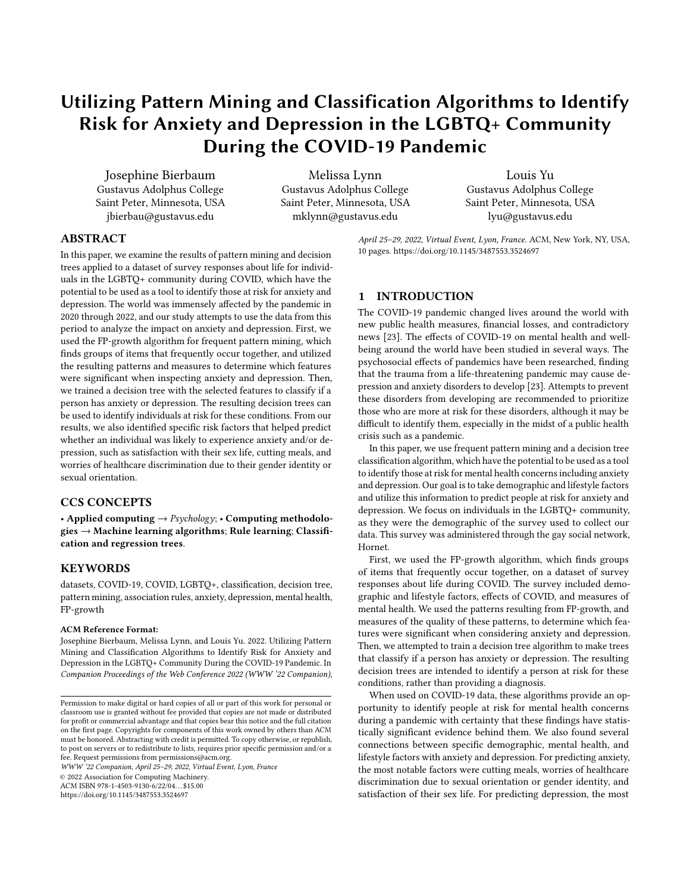# Utilizing Pattern Mining and Classification Algorithms to Identify Risk for Anxiety and Depression in the LGBTQ+ Community During the COVID-19 Pandemic

Josephine Bierbaum
Gustavus Adolphus College
Saint Peter, Minnesota, USA
jbierbau@gustavus.edu

Melissa Lynn
Gustavus Adolphus College
Saint Peter, Minnesota, USA
mklynn@gustavus.edu

Louis Yu
Gustavus Adolphus College
Saint Peter, Minnesota, USA
lyu@gustavus.edu

## ABSTRACT

In this paper, we examine the results of pattern mining and decision trees applied to a dataset of survey responses about life for individuals in the LGBTQ+ community during COVID, which have the potential to be used as a tool to identify those at risk for anxiety and depression. The world was immensely affected by the pandemic in 2020 through 2022, and our study attempts to use the data from this period to analyze the impact on anxiety and depression. First, we used the FP-growth algorithm for frequent pattern mining, which finds groups of items that frequently occur together, and utilized the resulting patterns and measures to determine which features were significant when inspecting anxiety and depression. Then, we trained a decision tree with the selected features to classify if a person has anxiety or depression. The resulting decision trees can be used to identify individuals at risk for these conditions. From our results, we also identified specific risk factors that helped predict whether an individual was likely to experience anxiety and/or depression, such as satisfaction with their sex life, cutting meals, and worries of healthcare discrimination due to their gender identity or sexual orientation.

## CCS CONCEPTS

• **Applied computing** → *Psychology*; • **Computing methodologies** → **Machine learning algorithms**; **Rule learning**; **Classification and regression trees**.

## KEYWORDS

datasets, COVID-19, COVID, LGBTQ+, classification, decision tree, pattern mining, association rules, anxiety, depression, mental health, FP-growth

**ACM Reference Format:**
Josephine Bierbaum, Melissa Lynn, and Louis Yu. 2022. Utilizing Pattern Mining and Classification Algorithms to Identify Risk for Anxiety and Depression in the LGBTQ+ Community During the COVID-19 Pandemic. In *Companion Proceedings of the Web Conference 2022 (WWW '22 Companion), April 25–29, 2022, Virtual Event, Lyon, France.* ACM, New York, NY, USA, 10 pages. https://doi.org/10.1145/3487553.3524697

Permission to make digital or hard copies of all or part of this work for personal or classroom use is granted without fee provided that copies are not made or distributed for profit or commercial advantage and that copies bear this notice and the full citation on the first page. Copyrights for components of this work owned by others than ACM must be honored. Abstracting with credit is permitted. To copy otherwise, or republish, to post on servers or to redistribute to lists, requires prior specific permission and/or a fee. Request permissions from permissions@acm.org.
*WWW '22 Companion, April 25–29, 2022, Virtual Event, Lyon, France*
© 2022 Association for Computing Machinery.
ACM ISBN 978-1-4503-9130-6/22/04…$15.00
https://doi.org/10.1145/3487553.3524697

## 1 INTRODUCTION

The COVID-19 pandemic changed lives around the world with new public health measures, financial losses, and contradictory news [23]. The effects of COVID-19 on mental health and well-being around the world have been studied in several ways. The psychosocial effects of pandemics have been researched, finding that the trauma from a life-threatening pandemic may cause depression and anxiety disorders to develop [23]. Attempts to prevent these disorders from developing are recommended to prioritize those who are more at risk for these disorders, although it may be difficult to identify them, especially in the midst of a public health crisis such as a pandemic.

In this paper, we use frequent pattern mining and a decision tree classification algorithm, which have the potential to be used as a tool to identify those at risk for mental health concerns including anxiety and depression. Our goal is to take demographic and lifestyle factors and utilize this information to predict people at risk for anxiety and depression. We focus on individuals in the LGBTQ+ community, as they were the demographic of the survey used to collect our data. This survey was administered through the gay social network, Hornet.

First, we used the FP-growth algorithm, which finds groups of items that frequently occur together, on a dataset of survey responses about life during COVID. The survey included demographic and lifestyle factors, effects of COVID, and measures of mental health. We used the patterns resulting from FP-growth, and measures of the quality of these patterns, to determine which features were significant when considering anxiety and depression. Then, we attempted to train a decision tree algorithm to make trees that classify if a person has anxiety or depression. The resulting decision trees are intended to identify a person at risk for these conditions, rather than providing a diagnosis.

When used on COVID-19 data, these algorithms provide an opportunity to identify people at risk for mental health concerns during a pandemic with certainty that these findings have statistically significant evidence behind them. We also found several connections between specific demographic, mental health, and lifestyle factors with anxiety and depression. For predicting anxiety, the most notable factors were cutting meals, worries of healthcare discrimination due to sexual orientation or gender identity, and satisfaction of their sex life. For predicting depression, the most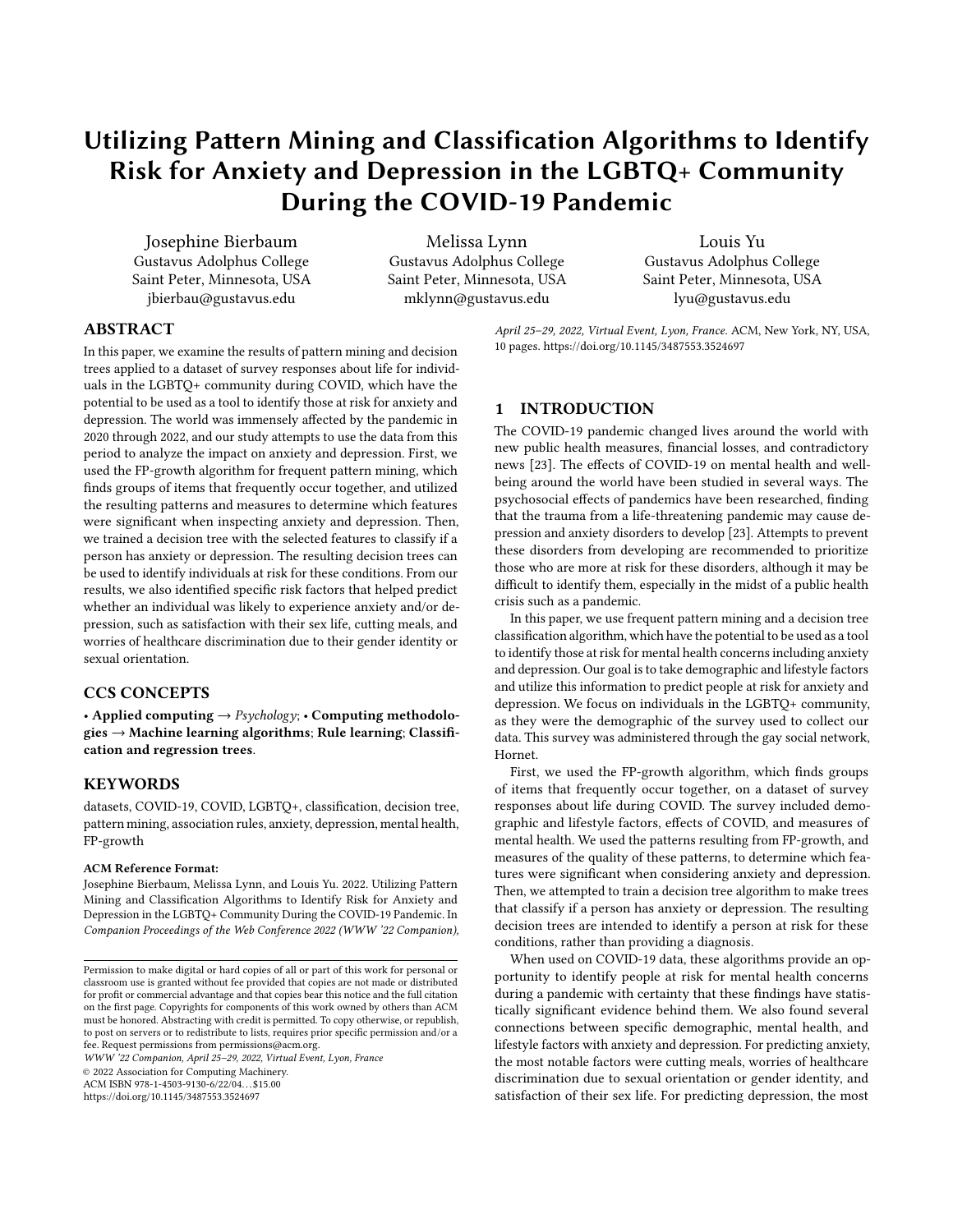# Utilizing Pattern Mining and Classification Algorithms to Identify Risk for Anxiety and Depression in the LGBTQ+ Community During the COVID-19 Pandemic

Josephine Bierbaum
Gustavus Adolphus College
Saint Peter, Minnesota, USA
jbierbau@gustavus.edu

Melissa Lynn
Gustavus Adolphus College
Saint Peter, Minnesota, USA
mklynn@gustavus.edu

Louis Yu
Gustavus Adolphus College
Saint Peter, Minnesota, USA
lyu@gustavus.edu

## ABSTRACT

In this paper, we examine the results of pattern mining and decision trees applied to a dataset of survey responses about life for individuals in the LGBTQ+ community during COVID, which have the potential to be used as a tool to identify those at risk for anxiety and depression. The world was immensely affected by the pandemic in 2020 through 2022, and our study attempts to use the data from this period to analyze the impact on anxiety and depression. First, we used the FP-growth algorithm for frequent pattern mining, which finds groups of items that frequently occur together, and utilized the resulting patterns and measures to determine which features were significant when inspecting anxiety and depression. Then, we trained a decision tree with the selected features to classify if a person has anxiety or depression. The resulting decision trees can be used to identify individuals at risk for these conditions. From our results, we also identified specific risk factors that helped predict whether an individual was likely to experience anxiety and/or depression, such as satisfaction with their sex life, cutting meals, and worries of healthcare discrimination due to their gender identity or sexual orientation.

## CCS CONCEPTS

• **Applied computing** → *Psychology*; • **Computing methodologies** → **Machine learning algorithms**; **Rule learning**; **Classification and regression trees**.

## KEYWORDS

datasets, COVID-19, COVID, LGBTQ+, classification, decision tree, pattern mining, association rules, anxiety, depression, mental health, FP-growth

**ACM Reference Format:**
Josephine Bierbaum, Melissa Lynn, and Louis Yu. 2022. Utilizing Pattern Mining and Classification Algorithms to Identify Risk for Anxiety and Depression in the LGBTQ+ Community During the COVID-19 Pandemic. In *Companion Proceedings of the Web Conference 2022 (WWW '22 Companion), April 25–29, 2022, Virtual Event, Lyon, France.* ACM, New York, NY, USA, 10 pages. https://doi.org/10.1145/3487553.3524697

Permission to make digital or hard copies of all or part of this work for personal or classroom use is granted without fee provided that copies are not made or distributed for profit or commercial advantage and that copies bear this notice and the full citation on the first page. Copyrights for components of this work owned by others than ACM must be honored. Abstracting with credit is permitted. To copy otherwise, or republish, to post on servers or to redistribute to lists, requires prior specific permission and/or a fee. Request permissions from permissions@acm.org.
*WWW '22 Companion, April 25–29, 2022, Virtual Event, Lyon, France*
© 2022 Association for Computing Machinery.
ACM ISBN 978-1-4503-9130-6/22/04…$15.00
https://doi.org/10.1145/3487553.3524697

## 1 INTRODUCTION

The COVID-19 pandemic changed lives around the world with new public health measures, financial losses, and contradictory news [23]. The effects of COVID-19 on mental health and well-being around the world have been studied in several ways. The psychosocial effects of pandemics have been researched, finding that the trauma from a life-threatening pandemic may cause depression and anxiety disorders to develop [23]. Attempts to prevent these disorders from developing are recommended to prioritize those who are more at risk for these disorders, although it may be difficult to identify them, especially in the midst of a public health crisis such as a pandemic.

In this paper, we use frequent pattern mining and a decision tree classification algorithm, which have the potential to be used as a tool to identify those at risk for mental health concerns including anxiety and depression. Our goal is to take demographic and lifestyle factors and utilize this information to predict people at risk for anxiety and depression. We focus on individuals in the LGBTQ+ community, as they were the demographic of the survey used to collect our data. This survey was administered through the gay social network, Hornet.

First, we used the FP-growth algorithm, which finds groups of items that frequently occur together, on a dataset of survey responses about life during COVID. The survey included demographic and lifestyle factors, effects of COVID, and measures of mental health. We used the patterns resulting from FP-growth, and measures of the quality of these patterns, to determine which features were significant when considering anxiety and depression. Then, we attempted to train a decision tree algorithm to make trees that classify if a person has anxiety or depression. The resulting decision trees are intended to identify a person at risk for these conditions, rather than providing a diagnosis.

When used on COVID-19 data, these algorithms provide an opportunity to identify people at risk for mental health concerns during a pandemic with certainty that these findings have statistically significant evidence behind them. We also found several connections between specific demographic, mental health, and lifestyle factors with anxiety and depression. For predicting anxiety, the most notable factors were cutting meals, worries of healthcare discrimination due to sexual orientation or gender identity, and satisfaction of their sex life. For predicting depression, the most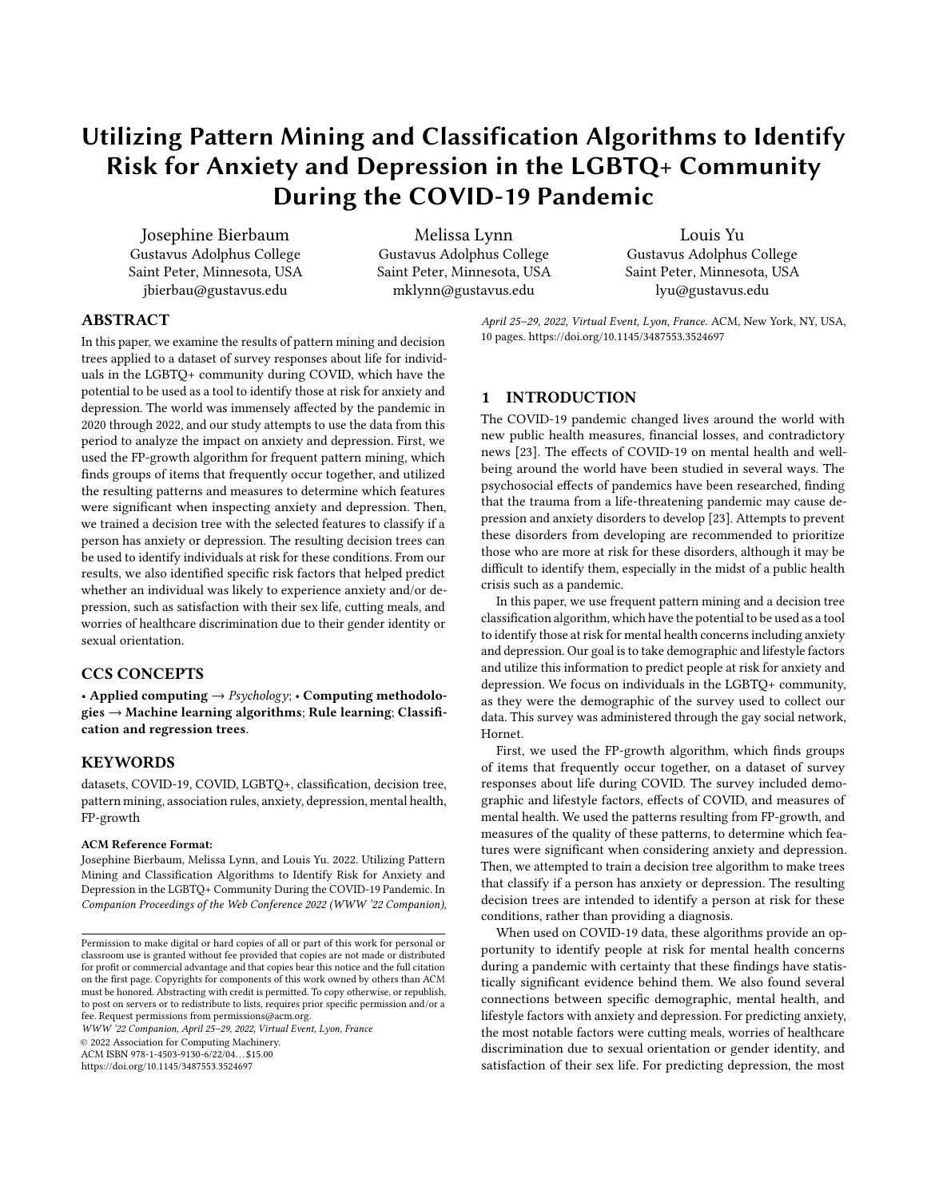# Utilizing Pattern Mining and Classification Algorithms to Identify Risk for Anxiety and Depression in the LGBTQ+ Community During the COVID-19 Pandemic

Josephine Bierbaum
Gustavus Adolphus College
Saint Peter, Minnesota, USA
jbierbau@gustavus.edu

Melissa Lynn
Gustavus Adolphus College
Saint Peter, Minnesota, USA
mklynn@gustavus.edu

Louis Yu
Gustavus Adolphus College
Saint Peter, Minnesota, USA
lyu@gustavus.edu

## ABSTRACT

In this paper, we examine the results of pattern mining and decision trees applied to a dataset of survey responses about life for individuals in the LGBTQ+ community during COVID, which have the potential to be used as a tool to identify those at risk for anxiety and depression. The world was immensely affected by the pandemic in 2020 through 2022, and our study attempts to use the data from this period to analyze the impact on anxiety and depression. First, we used the FP-growth algorithm for frequent pattern mining, which finds groups of items that frequently occur together, and utilized the resulting patterns and measures to determine which features were significant when inspecting anxiety and depression. Then, we trained a decision tree with the selected features to classify if a person has anxiety or depression. The resulting decision trees can be used to identify individuals at risk for these conditions. From our results, we also identified specific risk factors that helped predict whether an individual was likely to experience anxiety and/or depression, such as satisfaction with their sex life, cutting meals, and worries of healthcare discrimination due to their gender identity or sexual orientation.

## CCS CONCEPTS

• **Applied computing** → *Psychology*; • **Computing methodologies** → **Machine learning algorithms**; **Rule learning**; **Classification and regression trees**.

## KEYWORDS

datasets, COVID-19, COVID, LGBTQ+, classification, decision tree, pattern mining, association rules, anxiety, depression, mental health, FP-growth

**ACM Reference Format:**
Josephine Bierbaum, Melissa Lynn, and Louis Yu. 2022. Utilizing Pattern Mining and Classification Algorithms to Identify Risk for Anxiety and Depression in the LGBTQ+ Community During the COVID-19 Pandemic. In *Companion Proceedings of the Web Conference 2022 (WWW '22 Companion), April 25–29, 2022, Virtual Event, Lyon, France.* ACM, New York, NY, USA, 10 pages. https://doi.org/10.1145/3487553.3524697

Permission to make digital or hard copies of all or part of this work for personal or classroom use is granted without fee provided that copies are not made or distributed for profit or commercial advantage and that copies bear this notice and the full citation on the first page. Copyrights for components of this work owned by others than ACM must be honored. Abstracting with credit is permitted. To copy otherwise, or republish, to post on servers or to redistribute to lists, requires prior specific permission and/or a fee. Request permissions from permissions@acm.org.
*WWW '22 Companion, April 25–29, 2022, Virtual Event, Lyon, France*
© 2022 Association for Computing Machinery.
ACM ISBN 978-1-4503-9130-6/22/04…$15.00
https://doi.org/10.1145/3487553.3524697

## 1 INTRODUCTION

The COVID-19 pandemic changed lives around the world with new public health measures, financial losses, and contradictory news [23]. The effects of COVID-19 on mental health and well-being around the world have been studied in several ways. The psychosocial effects of pandemics have been researched, finding that the trauma from a life-threatening pandemic may cause depression and anxiety disorders to develop [23]. Attempts to prevent these disorders from developing are recommended to prioritize those who are more at risk for these disorders, although it may be difficult to identify them, especially in the midst of a public health crisis such as a pandemic.

In this paper, we use frequent pattern mining and a decision tree classification algorithm, which have the potential to be used as a tool to identify those at risk for mental health concerns including anxiety and depression. Our goal is to take demographic and lifestyle factors and utilize this information to predict people at risk for anxiety and depression. We focus on individuals in the LGBTQ+ community, as they were the demographic of the survey used to collect our data. This survey was administered through the gay social network, Hornet.

First, we used the FP-growth algorithm, which finds groups of items that frequently occur together, on a dataset of survey responses about life during COVID. The survey included demographic and lifestyle factors, effects of COVID, and measures of mental health. We used the patterns resulting from FP-growth, and measures of the quality of these patterns, to determine which features were significant when considering anxiety and depression. Then, we attempted to train a decision tree algorithm to make trees that classify if a person has anxiety or depression. The resulting decision trees are intended to identify a person at risk for these conditions, rather than providing a diagnosis.

When used on COVID-19 data, these algorithms provide an opportunity to identify people at risk for mental health concerns during a pandemic with certainty that these findings have statistically significant evidence behind them. We also found several connections between specific demographic, mental health, and lifestyle factors with anxiety and depression. For predicting anxiety, the most notable factors were cutting meals, worries of healthcare discrimination due to sexual orientation or gender identity, and satisfaction of their sex life. For predicting depression, the most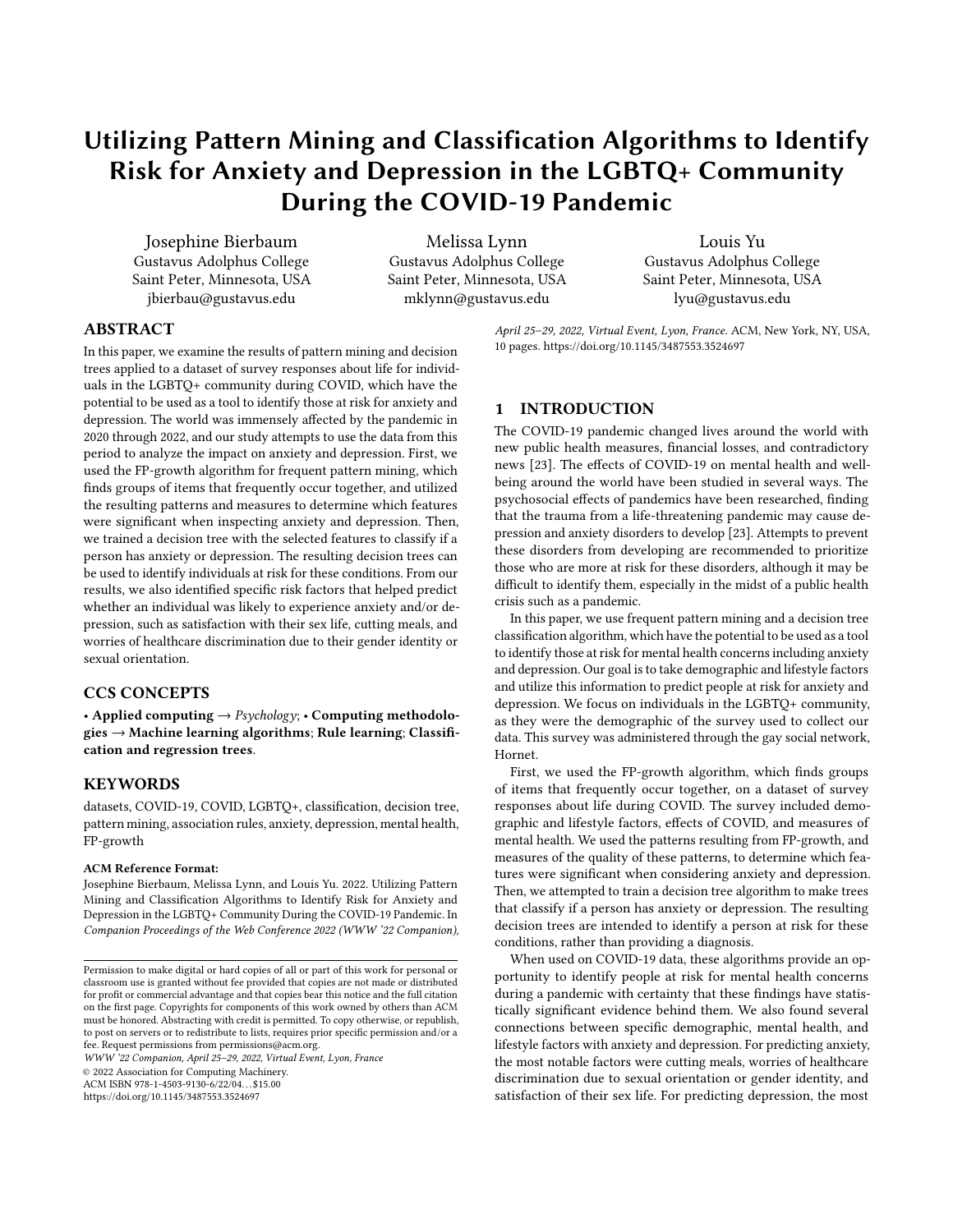# Utilizing Pattern Mining and Classification Algorithms to Identify Risk for Anxiety and Depression in the LGBTQ+ Community During the COVID-19 Pandemic

Josephine Bierbaum
Gustavus Adolphus College
Saint Peter, Minnesota, USA
jbierbau@gustavus.edu

Melissa Lynn
Gustavus Adolphus College
Saint Peter, Minnesota, USA
mklynn@gustavus.edu

Louis Yu
Gustavus Adolphus College
Saint Peter, Minnesota, USA
lyu@gustavus.edu

## ABSTRACT

In this paper, we examine the results of pattern mining and decision trees applied to a dataset of survey responses about life for individuals in the LGBTQ+ community during COVID, which have the potential to be used as a tool to identify those at risk for anxiety and depression. The world was immensely affected by the pandemic in 2020 through 2022, and our study attempts to use the data from this period to analyze the impact on anxiety and depression. First, we used the FP-growth algorithm for frequent pattern mining, which finds groups of items that frequently occur together, and utilized the resulting patterns and measures to determine which features were significant when inspecting anxiety and depression. Then, we trained a decision tree with the selected features to classify if a person has anxiety or depression. The resulting decision trees can be used to identify individuals at risk for these conditions. From our results, we also identified specific risk factors that helped predict whether an individual was likely to experience anxiety and/or depression, such as satisfaction with their sex life, cutting meals, and worries of healthcare discrimination due to their gender identity or sexual orientation.

## CCS CONCEPTS

• **Applied computing** → *Psychology*; • **Computing methodologies** → **Machine learning algorithms**; **Rule learning**; **Classification and regression trees**.

## KEYWORDS

datasets, COVID-19, COVID, LGBTQ+, classification, decision tree, pattern mining, association rules, anxiety, depression, mental health, FP-growth

**ACM Reference Format:**
Josephine Bierbaum, Melissa Lynn, and Louis Yu. 2022. Utilizing Pattern Mining and Classification Algorithms to Identify Risk for Anxiety and Depression in the LGBTQ+ Community During the COVID-19 Pandemic. In *Companion Proceedings of the Web Conference 2022 (WWW '22 Companion), April 25–29, 2022, Virtual Event, Lyon, France.* ACM, New York, NY, USA, 10 pages. https://doi.org/10.1145/3487553.3524697

Permission to make digital or hard copies of all or part of this work for personal or classroom use is granted without fee provided that copies are not made or distributed for profit or commercial advantage and that copies bear this notice and the full citation on the first page. Copyrights for components of this work owned by others than ACM must be honored. Abstracting with credit is permitted. To copy otherwise, or republish, to post on servers or to redistribute to lists, requires prior specific permission and/or a fee. Request permissions from permissions@acm.org.
*WWW '22 Companion, April 25–29, 2022, Virtual Event, Lyon, France*
© 2022 Association for Computing Machinery.
ACM ISBN 978-1-4503-9130-6/22/04…$15.00
https://doi.org/10.1145/3487553.3524697

## 1 INTRODUCTION

The COVID-19 pandemic changed lives around the world with new public health measures, financial losses, and contradictory news [23]. The effects of COVID-19 on mental health and well-being around the world have been studied in several ways. The psychosocial effects of pandemics have been researched, finding that the trauma from a life-threatening pandemic may cause depression and anxiety disorders to develop [23]. Attempts to prevent these disorders from developing are recommended to prioritize those who are more at risk for these disorders, although it may be difficult to identify them, especially in the midst of a public health crisis such as a pandemic.

In this paper, we use frequent pattern mining and a decision tree classification algorithm, which have the potential to be used as a tool to identify those at risk for mental health concerns including anxiety and depression. Our goal is to take demographic and lifestyle factors and utilize this information to predict people at risk for anxiety and depression. We focus on individuals in the LGBTQ+ community, as they were the demographic of the survey used to collect our data. This survey was administered through the gay social network, Hornet.

First, we used the FP-growth algorithm, which finds groups of items that frequently occur together, on a dataset of survey responses about life during COVID. The survey included demographic and lifestyle factors, effects of COVID, and measures of mental health. We used the patterns resulting from FP-growth, and measures of the quality of these patterns, to determine which features were significant when considering anxiety and depression. Then, we attempted to train a decision tree algorithm to make trees that classify if a person has anxiety or depression. The resulting decision trees are intended to identify a person at risk for these conditions, rather than providing a diagnosis.

When used on COVID-19 data, these algorithms provide an opportunity to identify people at risk for mental health concerns during a pandemic with certainty that these findings have statistically significant evidence behind them. We also found several connections between specific demographic, mental health, and lifestyle factors with anxiety and depression. For predicting anxiety, the most notable factors were cutting meals, worries of healthcare discrimination due to sexual orientation or gender identity, and satisfaction of their sex life. For predicting depression, the most